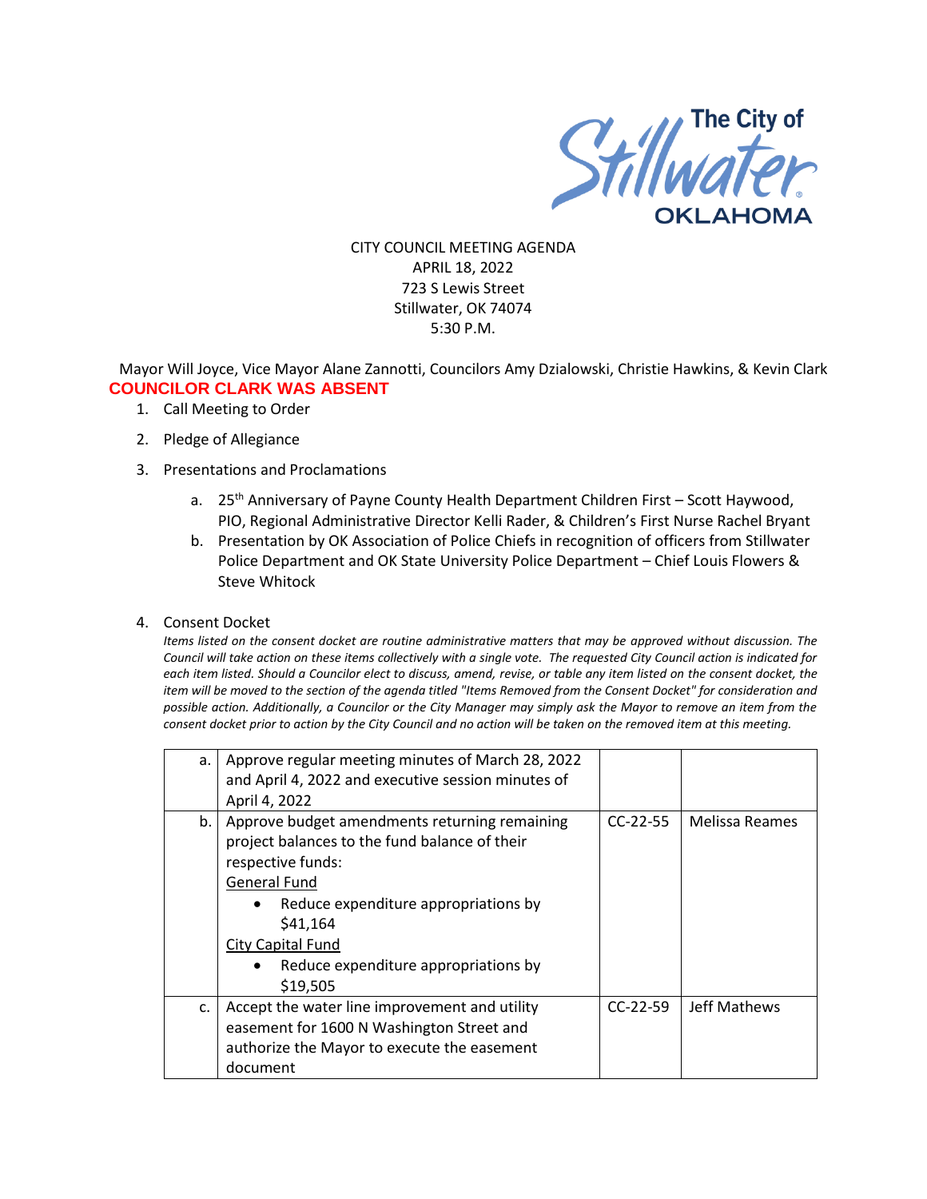The City of Stillwater OKLAHOMA

CITY COUNCIL MEETING AGENDA
APRIL 18, 2022
723 S Lewis Street
Stillwater, OK 74074
5:30 P.M.

Mayor Will Joyce, Vice Mayor Alane Zannotti, Councilors Amy Dzialowski, Christie Hawkins, & Kevin Clark

**COUNCILOR CLARK WAS ABSENT**

1. Call Meeting to Order
2. Pledge of Allegiance
3. Presentations and Proclamations
   a. 25th Anniversary of Payne County Health Department Children First – Scott Haywood, PIO, Regional Administrative Director Kelli Rader, & Children's First Nurse Rachel Bryant
   b. Presentation by OK Association of Police Chiefs in recognition of officers from Stillwater Police Department and OK State University Police Department – Chief Louis Flowers & Steve Whitock
4. Consent Docket

*Items listed on the consent docket are routine administrative matters that may be approved without discussion. The Council will take action on these items collectively with a single vote. The requested City Council action is indicated for each item listed. Should a Councilor elect to discuss, amend, revise, or table any item listed on the consent docket, the item will be moved to the section of the agenda titled "Items Removed from the Consent Docket" for consideration and possible action. Additionally, a Councilor or the City Manager may simply ask the Mayor to remove an item from the consent docket prior to action by the City Council and no action will be taken on the removed item at this meeting.*

| | | | |
|---|---|---|---|
| a. | Approve regular meeting minutes of March 28, 2022 and April 4, 2022 and executive session minutes of April 4, 2022 | | |
| b. | Approve budget amendments returning remaining project balances to the fund balance of their respective funds:<br>General Fund<br>• Reduce expenditure appropriations by $41,164<br>City Capital Fund<br>• Reduce expenditure appropriations by $19,505 | CC-22-55 | Melissa Reames |
| c. | Accept the water line improvement and utility easement for 1600 N Washington Street and authorize the Mayor to execute the easement document | CC-22-59 | Jeff Mathews |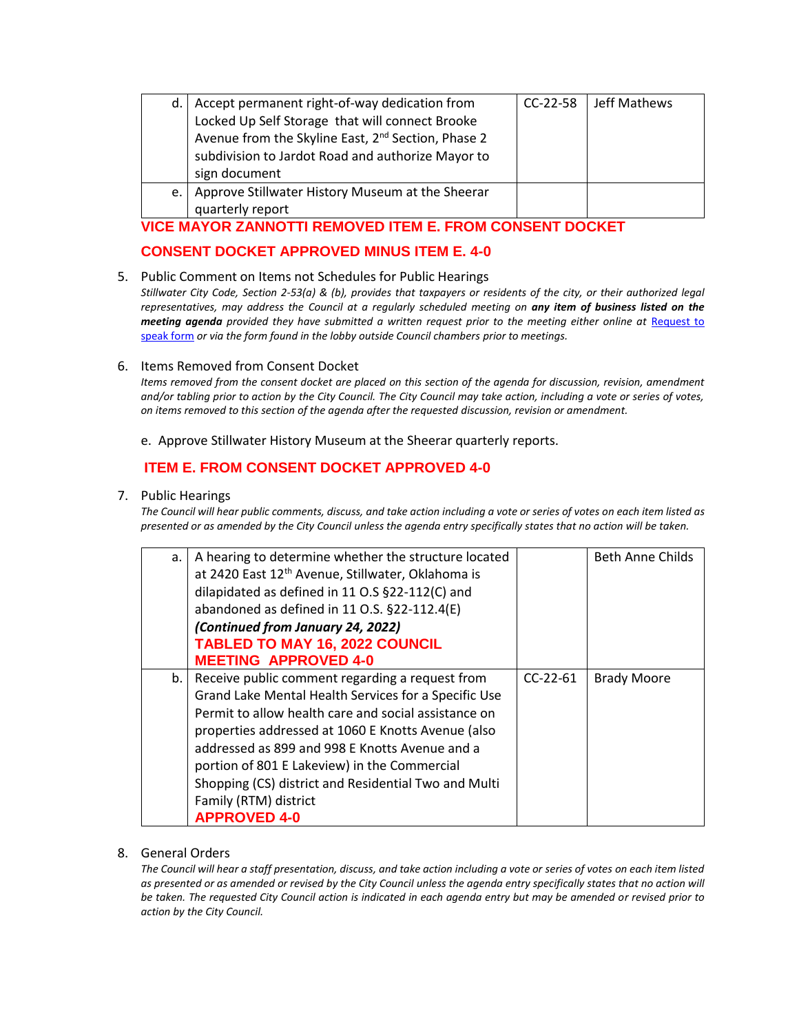| | | | |
|---|---|---|---|
| d. | Accept permanent right-of-way dedication from Locked Up Self Storage that will connect Brooke Avenue from the Skyline East, 2nd Section, Phase 2 subdivision to Jardot Road and authorize Mayor to sign document | CC-22-58 | Jeff Mathews |
| e. | Approve Stillwater History Museum at the Sheerar quarterly report | | |

**VICE MAYOR ZANNOTTI REMOVED ITEM E. FROM CONSENT DOCKET**

**CONSENT DOCKET APPROVED MINUS ITEM E. 4-0**

5. Public Comment on Items not Schedules for Public Hearings

   *Stillwater City Code, Section 2-53(a) & (b), provides that taxpayers or residents of the city, or their authorized legal representatives, may address the Council at a regularly scheduled meeting on* ***any item of business listed on the meeting agenda*** *provided they have submitted a written request prior to the meeting either online at* [Request to speak form]() *or via the form found in the lobby outside Council chambers prior to meetings.*

6. Items Removed from Consent Docket

   *Items removed from the consent docket are placed on this section of the agenda for discussion, revision, amendment and/or tabling prior to action by the City Council. The City Council may take action, including a vote or series of votes, on items removed to this section of the agenda after the requested discussion, revision or amendment.*

   e. Approve Stillwater History Museum at the Sheerar quarterly reports.

   **ITEM E. FROM CONSENT DOCKET APPROVED 4-0**

7. Public Hearings

   *The Council will hear public comments, discuss, and take action including a vote or series of votes on each item listed as presented or as amended by the City Council unless the agenda entry specifically states that no action will be taken.*

| | | | |
|---|---|---|---|
| a. | A hearing to determine whether the structure located at 2420 East 12th Avenue, Stillwater, Oklahoma is dilapidated as defined in 11 O.S §22-112(C) and abandoned as defined in 11 O.S. §22-112.4(E) ***(Continued from January 24, 2022)*** **TABLED TO MAY 16, 2022 COUNCIL MEETING APPROVED 4-0** | | Beth Anne Childs |
| b. | Receive public comment regarding a request from Grand Lake Mental Health Services for a Specific Use Permit to allow health care and social assistance on properties addressed at 1060 E Knotts Avenue (also addressed as 899 and 998 E Knotts Avenue and a portion of 801 E Lakeview) in the Commercial Shopping (CS) district and Residential Two and Multi Family (RTM) district **APPROVED 4-0** | CC-22-61 | Brady Moore |

8. General Orders

   *The Council will hear a staff presentation, discuss, and take action including a vote or series of votes on each item listed as presented or as amended or revised by the City Council unless the agenda entry specifically states that no action will be taken. The requested City Council action is indicated in each agenda entry but may be amended or revised prior to action by the City Council.*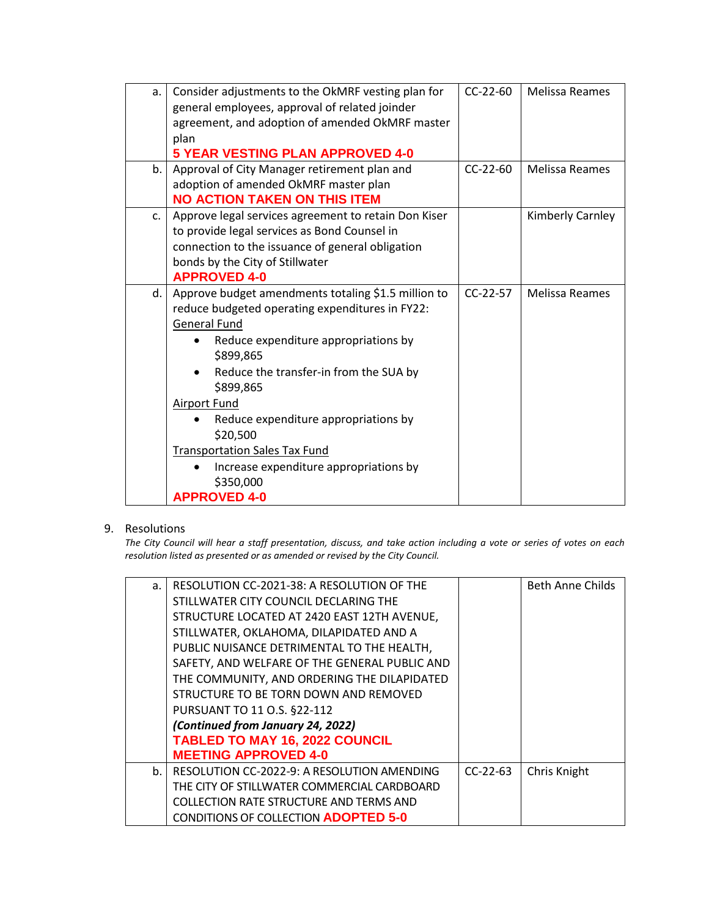| | | | |
|---|---|---|---|
| a. | Consider adjustments to the OkMRF vesting plan for general employees, approval of related joinder agreement, and adoption of amended OkMRF master plan<br>**5 YEAR VESTING PLAN APPROVED 4-0** | CC-22-60 | Melissa Reames |
| b. | Approval of City Manager retirement plan and adoption of amended OkMRF master plan<br>**NO ACTION TAKEN ON THIS ITEM** | CC-22-60 | Melissa Reames |
| c. | Approve legal services agreement to retain Don Kiser to provide legal services as Bond Counsel in connection to the issuance of general obligation bonds by the City of Stillwater<br>**APPROVED 4-0** | | Kimberly Carnley |
| d. | Approve budget amendments totaling $1.5 million to reduce budgeted operating expenditures in FY22:<br>General Fund<br>• Reduce expenditure appropriations by $899,865<br>• Reduce the transfer-in from the SUA by $899,865<br>Airport Fund<br>• Reduce expenditure appropriations by $20,500<br>Transportation Sales Tax Fund<br>• Increase expenditure appropriations by $350,000<br>**APPROVED 4-0** | CC-22-57 | Melissa Reames |

9. Resolutions

*The City Council will hear a staff presentation, discuss, and take action including a vote or series of votes on each resolution listed as presented or as amended or revised by the City Council.*

| | | | |
|---|---|---|---|
| a. | RESOLUTION CC-2021-38: A RESOLUTION OF THE STILLWATER CITY COUNCIL DECLARING THE STRUCTURE LOCATED AT 2420 EAST 12TH AVENUE, STILLWATER, OKLAHOMA, DILAPIDATED AND A PUBLIC NUISANCE DETRIMENTAL TO THE HEALTH, SAFETY, AND WELFARE OF THE GENERAL PUBLIC AND THE COMMUNITY, AND ORDERING THE DILAPIDATED STRUCTURE TO BE TORN DOWN AND REMOVED PURSUANT TO 11 O.S. §22-112<br>***(Continued from January 24, 2022)***<br>**TABLED TO MAY 16, 2022 COUNCIL MEETING APPROVED 4-0** | | Beth Anne Childs |
| b. | RESOLUTION CC-2022-9: A RESOLUTION AMENDING THE CITY OF STILLWATER COMMERCIAL CARDBOARD COLLECTION RATE STRUCTURE AND TERMS AND CONDITIONS OF COLLECTION **ADOPTED 5-0** | CC-22-63 | Chris Knight |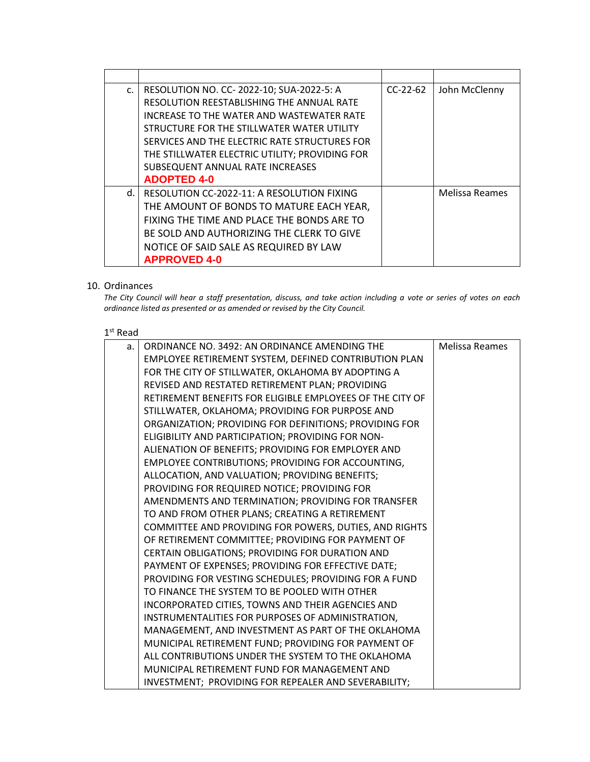| | | | |
|---|---|---|---|
| c. | RESOLUTION NO. CC- 2022-10; SUA-2022-5: A RESOLUTION REESTABLISHING THE ANNUAL RATE INCREASE TO THE WATER AND WASTEWATER RATE STRUCTURE FOR THE STILLWATER WATER UTILITY SERVICES AND THE ELECTRIC RATE STRUCTURES FOR THE STILLWATER ELECTRIC UTILITY; PROVIDING FOR SUBSEQUENT ANNUAL RATE INCREASES **ADOPTED 4-0** | CC-22-62 | John McClenny |
| d. | RESOLUTION CC-2022-11: A RESOLUTION FIXING THE AMOUNT OF BONDS TO MATURE EACH YEAR, FIXING THE TIME AND PLACE THE BONDS ARE TO BE SOLD AND AUTHORIZING THE CLERK TO GIVE NOTICE OF SAID SALE AS REQUIRED BY LAW **APPROVED 4-0** | | Melissa Reames |

10. Ordinances

*The City Council will hear a staff presentation, discuss, and take action including a vote or series of votes on each ordinance listed as presented or as amended or revised by the City Council.*

1st Read

| | | |
|---|---|---|
| a. | ORDINANCE NO. 3492: AN ORDINANCE AMENDING THE EMPLOYEE RETIREMENT SYSTEM, DEFINED CONTRIBUTION PLAN FOR THE CITY OF STILLWATER, OKLAHOMA BY ADOPTING A REVISED AND RESTATED RETIREMENT PLAN; PROVIDING RETIREMENT BENEFITS FOR ELIGIBLE EMPLOYEES OF THE CITY OF STILLWATER, OKLAHOMA; PROVIDING FOR PURPOSE AND ORGANIZATION; PROVIDING FOR DEFINITIONS; PROVIDING FOR ELIGIBILITY AND PARTICIPATION; PROVIDING FOR NON-ALIENATION OF BENEFITS; PROVIDING FOR EMPLOYER AND EMPLOYEE CONTRIBUTIONS; PROVIDING FOR ACCOUNTING, ALLOCATION, AND VALUATION; PROVIDING BENEFITS; PROVIDING FOR REQUIRED NOTICE; PROVIDING FOR AMENDMENTS AND TERMINATION; PROVIDING FOR TRANSFER TO AND FROM OTHER PLANS; CREATING A RETIREMENT COMMITTEE AND PROVIDING FOR POWERS, DUTIES, AND RIGHTS OF RETIREMENT COMMITTEE; PROVIDING FOR PAYMENT OF CERTAIN OBLIGATIONS; PROVIDING FOR DURATION AND PAYMENT OF EXPENSES; PROVIDING FOR EFFECTIVE DATE; PROVIDING FOR VESTING SCHEDULES; PROVIDING FOR A FUND TO FINANCE THE SYSTEM TO BE POOLED WITH OTHER INCORPORATED CITIES, TOWNS AND THEIR AGENCIES AND INSTRUMENTALITIES FOR PURPOSES OF ADMINISTRATION, MANAGEMENT, AND INVESTMENT AS PART OF THE OKLAHOMA MUNICIPAL RETIREMENT FUND; PROVIDING FOR PAYMENT OF ALL CONTRIBUTIONS UNDER THE SYSTEM TO THE OKLAHOMA MUNICIPAL RETIREMENT FUND FOR MANAGEMENT AND INVESTMENT; PROVIDING FOR REPEALER AND SEVERABILITY; | Melissa Reames |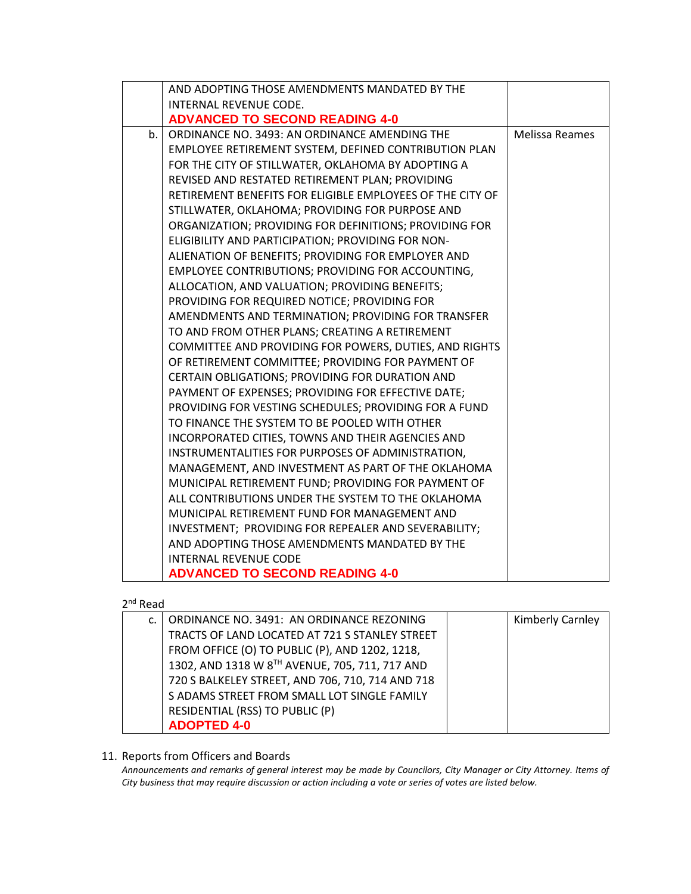| | | |
|---|---|---|
| | AND ADOPTING THOSE AMENDMENTS MANDATED BY THE INTERNAL REVENUE CODE. **ADVANCED TO SECOND READING 4-0** | |
| b. | ORDINANCE NO. 3493: AN ORDINANCE AMENDING THE EMPLOYEE RETIREMENT SYSTEM, DEFINED CONTRIBUTION PLAN FOR THE CITY OF STILLWATER, OKLAHOMA BY ADOPTING A REVISED AND RESTATED RETIREMENT PLAN; PROVIDING RETIREMENT BENEFITS FOR ELIGIBLE EMPLOYEES OF THE CITY OF STILLWATER, OKLAHOMA; PROVIDING FOR PURPOSE AND ORGANIZATION; PROVIDING FOR DEFINITIONS; PROVIDING FOR ELIGIBILITY AND PARTICIPATION; PROVIDING FOR NON-ALIENATION OF BENEFITS; PROVIDING FOR EMPLOYER AND EMPLOYEE CONTRIBUTIONS; PROVIDING FOR ACCOUNTING, ALLOCATION, AND VALUATION; PROVIDING BENEFITS; PROVIDING FOR REQUIRED NOTICE; PROVIDING FOR AMENDMENTS AND TERMINATION; PROVIDING FOR TRANSFER TO AND FROM OTHER PLANS; CREATING A RETIREMENT COMMITTEE AND PROVIDING FOR POWERS, DUTIES, AND RIGHTS OF RETIREMENT COMMITTEE; PROVIDING FOR PAYMENT OF CERTAIN OBLIGATIONS; PROVIDING FOR DURATION AND PAYMENT OF EXPENSES; PROVIDING FOR EFFECTIVE DATE; PROVIDING FOR VESTING SCHEDULES; PROVIDING FOR A FUND TO FINANCE THE SYSTEM TO BE POOLED WITH OTHER INCORPORATED CITIES, TOWNS AND THEIR AGENCIES AND INSTRUMENTALITIES FOR PURPOSES OF ADMINISTRATION, MANAGEMENT, AND INVESTMENT AS PART OF THE OKLAHOMA MUNICIPAL RETIREMENT FUND; PROVIDING FOR PAYMENT OF ALL CONTRIBUTIONS UNDER THE SYSTEM TO THE OKLAHOMA MUNICIPAL RETIREMENT FUND FOR MANAGEMENT AND INVESTMENT; PROVIDING FOR REPEALER AND SEVERABILITY; AND ADOPTING THOSE AMENDMENTS MANDATED BY THE INTERNAL REVENUE CODE **ADVANCED TO SECOND READING 4-0** | Melissa Reames |

2nd Read

| | | | |
|---|---|---|---|
| c. | ORDINANCE NO. 3491: AN ORDINANCE REZONING TRACTS OF LAND LOCATED AT 721 S STANLEY STREET FROM OFFICE (O) TO PUBLIC (P), AND 1202, 1218, 1302, AND 1318 W 8TH AVENUE, 705, 711, 717 AND 720 S BALKELEY STREET, AND 706, 710, 714 AND 718 S ADAMS STREET FROM SMALL LOT SINGLE FAMILY RESIDENTIAL (RSS) TO PUBLIC (P) **ADOPTED 4-0** | | Kimberly Carnley |

11. Reports from Officers and Boards

*Announcements and remarks of general interest may be made by Councilors, City Manager or City Attorney. Items of City business that may require discussion or action including a vote or series of votes are listed below.*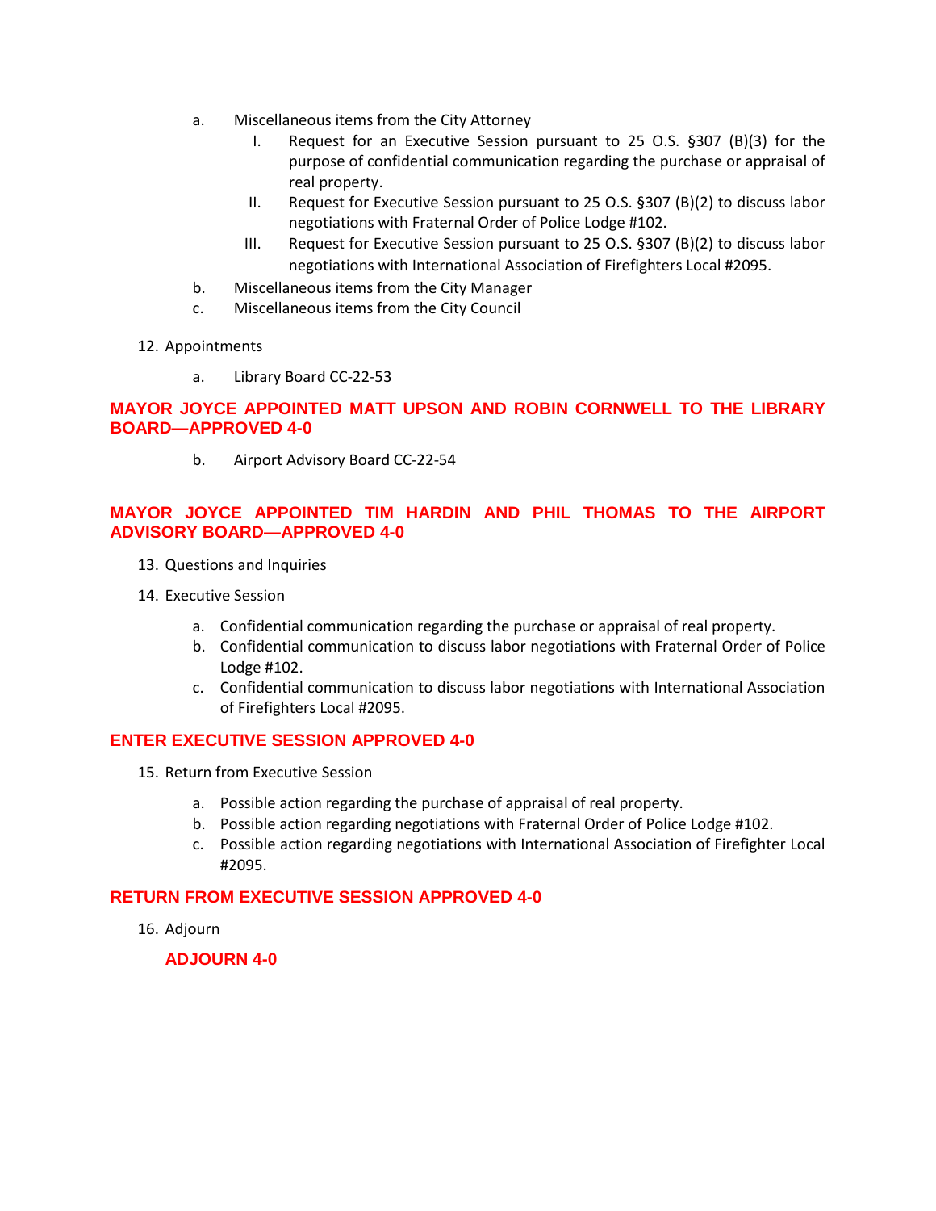a. Miscellaneous items from the City Attorney
   I. Request for an Executive Session pursuant to 25 O.S. §307 (B)(3) for the purpose of confidential communication regarding the purchase or appraisal of real property.
   II. Request for Executive Session pursuant to 25 O.S. §307 (B)(2) to discuss labor negotiations with Fraternal Order of Police Lodge #102.
   III. Request for Executive Session pursuant to 25 O.S. §307 (B)(2) to discuss labor negotiations with International Association of Firefighters Local #2095.

b. Miscellaneous items from the City Manager

c. Miscellaneous items from the City Council

12. Appointments

    a. Library Board CC-22-53

**MAYOR JOYCE APPOINTED MATT UPSON AND ROBIN CORNWELL TO THE LIBRARY BOARD—APPROVED 4-0**

    b. Airport Advisory Board CC-22-54

**MAYOR JOYCE APPOINTED TIM HARDIN AND PHIL THOMAS TO THE AIRPORT ADVISORY BOARD—APPROVED 4-0**

13. Questions and Inquiries

14. Executive Session

    a. Confidential communication regarding the purchase or appraisal of real property.
    b. Confidential communication to discuss labor negotiations with Fraternal Order of Police Lodge #102.
    c. Confidential communication to discuss labor negotiations with International Association of Firefighters Local #2095.

**ENTER EXECUTIVE SESSION APPROVED 4-0**

15. Return from Executive Session

    a. Possible action regarding the purchase of appraisal of real property.
    b. Possible action regarding negotiations with Fraternal Order of Police Lodge #102.
    c. Possible action regarding negotiations with International Association of Firefighter Local #2095.

**RETURN FROM EXECUTIVE SESSION APPROVED 4-0**

16. Adjourn

    **ADJOURN 4-0**